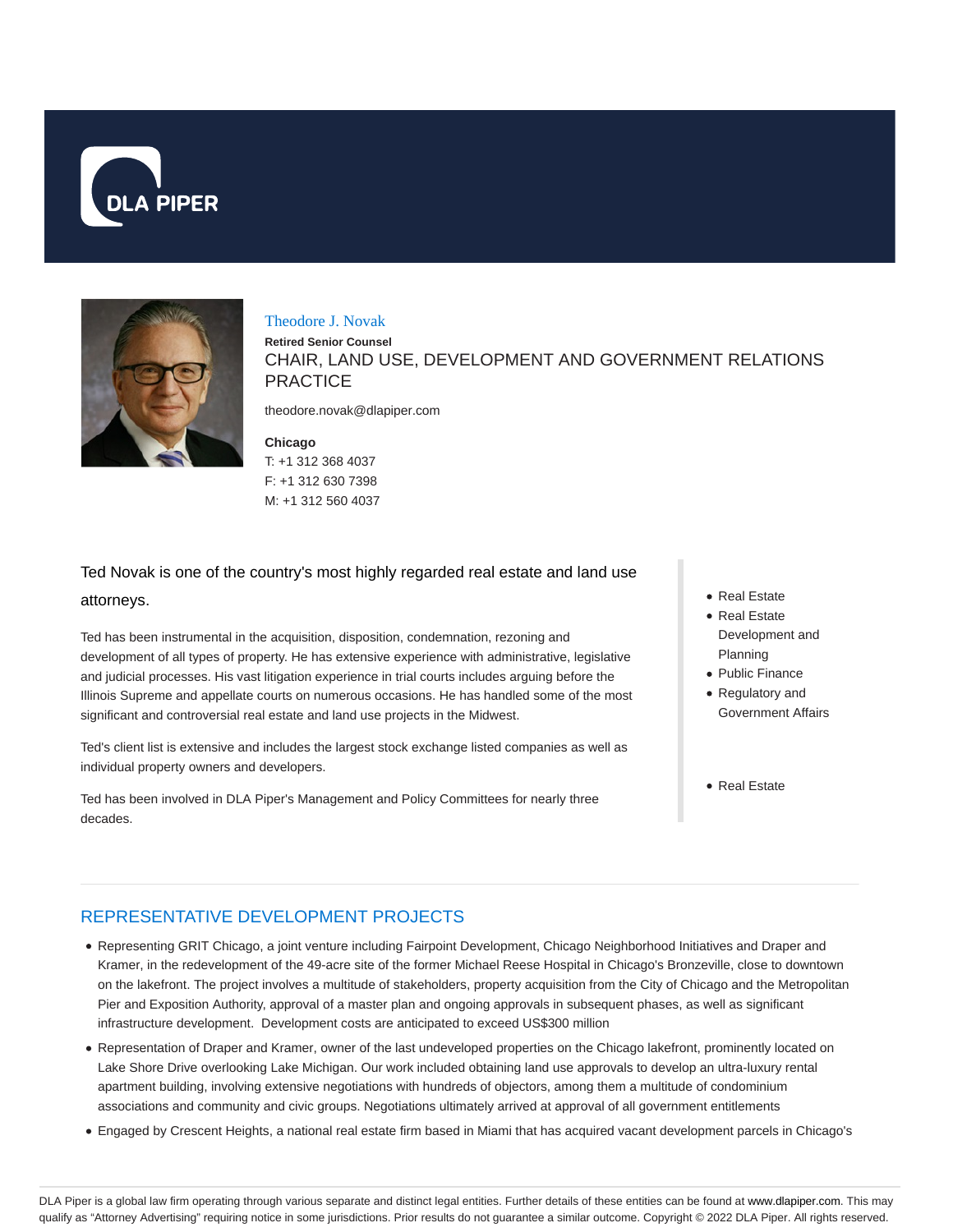DLA PIPER

# Theodore J. Novak

**Retired Senior Counsel**

CHAIR, LAND USE, DEVELOPMENT AND GOVERNMENT RELATIONS PRACTICE

theodore.novak@dlapiper.com

**Chicago**
T: +1 312 368 4037
F: +1 312 630 7398
M: +1 312 560 4037

Ted Novak is one of the country's most highly regarded real estate and land use attorneys.

Ted has been instrumental in the acquisition, disposition, condemnation, rezoning and development of all types of property. He has extensive experience with administrative, legislative and judicial processes. His vast litigation experience in trial courts includes arguing before the Illinois Supreme and appellate courts on numerous occasions. He has handled some of the most significant and controversial real estate and land use projects in the Midwest.

Ted's client list is extensive and includes the largest stock exchange listed companies as well as individual property owners and developers.

Ted has been involved in DLA Piper's Management and Policy Committees for nearly three decades.

- Real Estate
- Real Estate Development and Planning
- Public Finance
- Regulatory and Government Affairs

- Real Estate

## REPRESENTATIVE DEVELOPMENT PROJECTS

- Representing GRIT Chicago, a joint venture including Fairpoint Development, Chicago Neighborhood Initiatives and Draper and Kramer, in the redevelopment of the 49-acre site of the former Michael Reese Hospital in Chicago's Bronzeville, close to downtown on the lakefront. The project involves a multitude of stakeholders, property acquisition from the City of Chicago and the Metropolitan Pier and Exposition Authority, approval of a master plan and ongoing approvals in subsequent phases, as well as significant infrastructure development. Development costs are anticipated to exceed US$300 million
- Representation of Draper and Kramer, owner of the last undeveloped properties on the Chicago lakefront, prominently located on Lake Shore Drive overlooking Lake Michigan. Our work included obtaining land use approvals to develop an ultra-luxury rental apartment building, involving extensive negotiations with hundreds of objectors, among them a multitude of condominium associations and community and civic groups. Negotiations ultimately arrived at approval of all government entitlements
- Engaged by Crescent Heights, a national real estate firm based in Miami that has acquired vacant development parcels in Chicago's

DLA Piper is a global law firm operating through various separate and distinct legal entities. Further details of these entities can be found at www.dlapiper.com. This may qualify as "Attorney Advertising" requiring notice in some jurisdictions. Prior results do not guarantee a similar outcome. Copyright © 2022 DLA Piper. All rights reserved.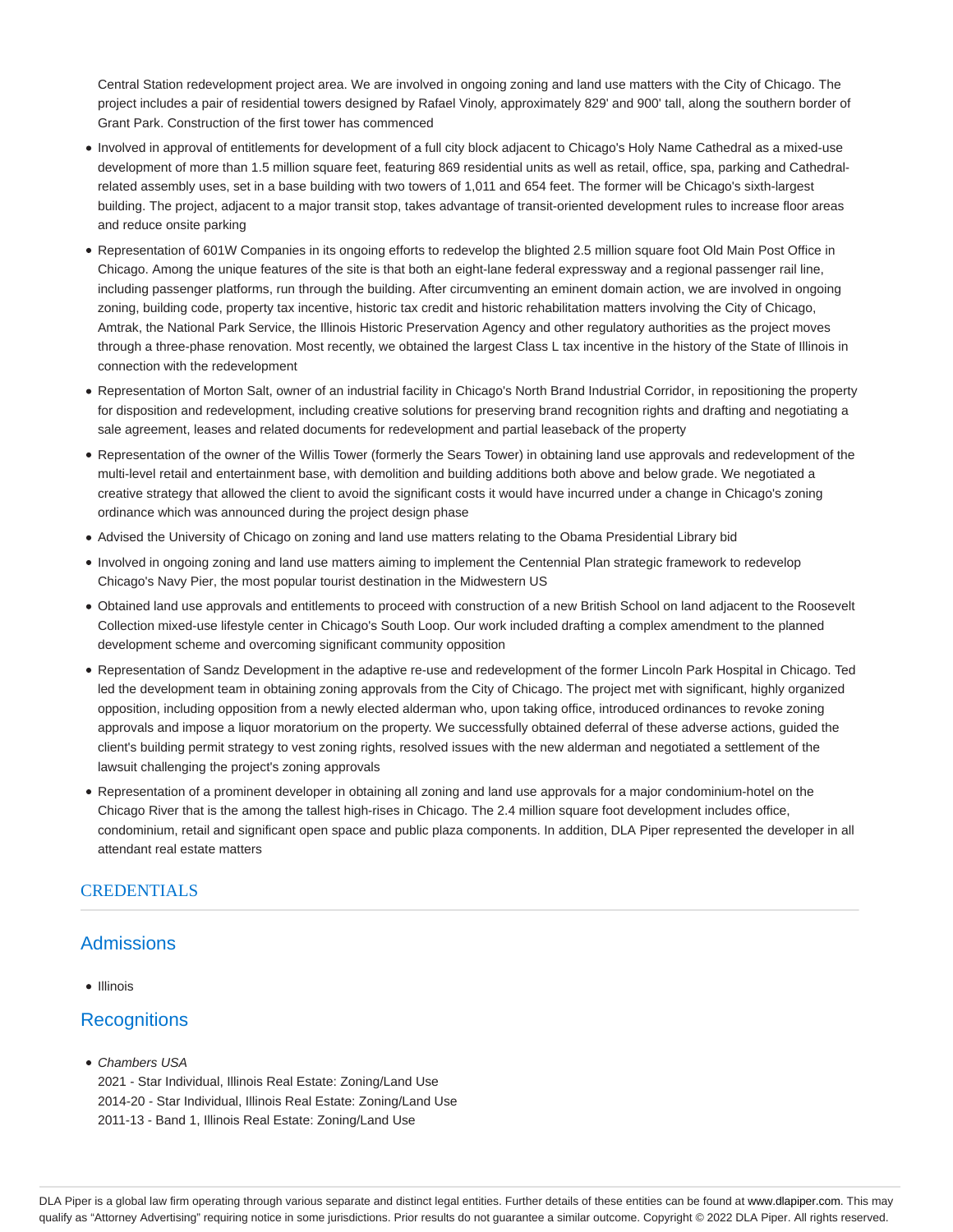Central Station redevelopment project area. We are involved in ongoing zoning and land use matters with the City of Chicago. The project includes a pair of residential towers designed by Rafael Vinoly, approximately 829' and 900' tall, along the southern border of Grant Park. Construction of the first tower has commenced

- Involved in approval of entitlements for development of a full city block adjacent to Chicago's Holy Name Cathedral as a mixed-use development of more than 1.5 million square feet, featuring 869 residential units as well as retail, office, spa, parking and Cathedral-related assembly uses, set in a base building with two towers of 1,011 and 654 feet. The former will be Chicago's sixth-largest building. The project, adjacent to a major transit stop, takes advantage of transit-oriented development rules to increase floor areas and reduce onsite parking
- Representation of 601W Companies in its ongoing efforts to redevelop the blighted 2.5 million square foot Old Main Post Office in Chicago. Among the unique features of the site is that both an eight-lane federal expressway and a regional passenger rail line, including passenger platforms, run through the building. After circumventing an eminent domain action, we are involved in ongoing zoning, building code, property tax incentive, historic tax credit and historic rehabilitation matters involving the City of Chicago, Amtrak, the National Park Service, the Illinois Historic Preservation Agency and other regulatory authorities as the project moves through a three-phase renovation. Most recently, we obtained the largest Class L tax incentive in the history of the State of Illinois in connection with the redevelopment
- Representation of Morton Salt, owner of an industrial facility in Chicago's North Brand Industrial Corridor, in repositioning the property for disposition and redevelopment, including creative solutions for preserving brand recognition rights and drafting and negotiating a sale agreement, leases and related documents for redevelopment and partial leaseback of the property
- Representation of the owner of the Willis Tower (formerly the Sears Tower) in obtaining land use approvals and redevelopment of the multi-level retail and entertainment base, with demolition and building additions both above and below grade. We negotiated a creative strategy that allowed the client to avoid the significant costs it would have incurred under a change in Chicago's zoning ordinance which was announced during the project design phase
- Advised the University of Chicago on zoning and land use matters relating to the Obama Presidential Library bid
- Involved in ongoing zoning and land use matters aiming to implement the Centennial Plan strategic framework to redevelop Chicago's Navy Pier, the most popular tourist destination in the Midwestern US
- Obtained land use approvals and entitlements to proceed with construction of a new British School on land adjacent to the Roosevelt Collection mixed-use lifestyle center in Chicago's South Loop. Our work included drafting a complex amendment to the planned development scheme and overcoming significant community opposition
- Representation of Sandz Development in the adaptive re-use and redevelopment of the former Lincoln Park Hospital in Chicago. Ted led the development team in obtaining zoning approvals from the City of Chicago. The project met with significant, highly organized opposition, including opposition from a newly elected alderman who, upon taking office, introduced ordinances to revoke zoning approvals and impose a liquor moratorium on the property. We successfully obtained deferral of these adverse actions, guided the client's building permit strategy to vest zoning rights, resolved issues with the new alderman and negotiated a settlement of the lawsuit challenging the project's zoning approvals
- Representation of a prominent developer in obtaining all zoning and land use approvals for a major condominium-hotel on the Chicago River that is the among the tallest high-rises in Chicago. The 2.4 million square foot development includes office, condominium, retail and significant open space and public plaza components. In addition, DLA Piper represented the developer in all attendant real estate matters

## CREDENTIALS

### Admissions

- Illinois

### Recognitions

- *Chambers USA*
  2021 - Star Individual, Illinois Real Estate: Zoning/Land Use
  2014-20 - Star Individual, Illinois Real Estate: Zoning/Land Use
  2011-13 - Band 1, Illinois Real Estate: Zoning/Land Use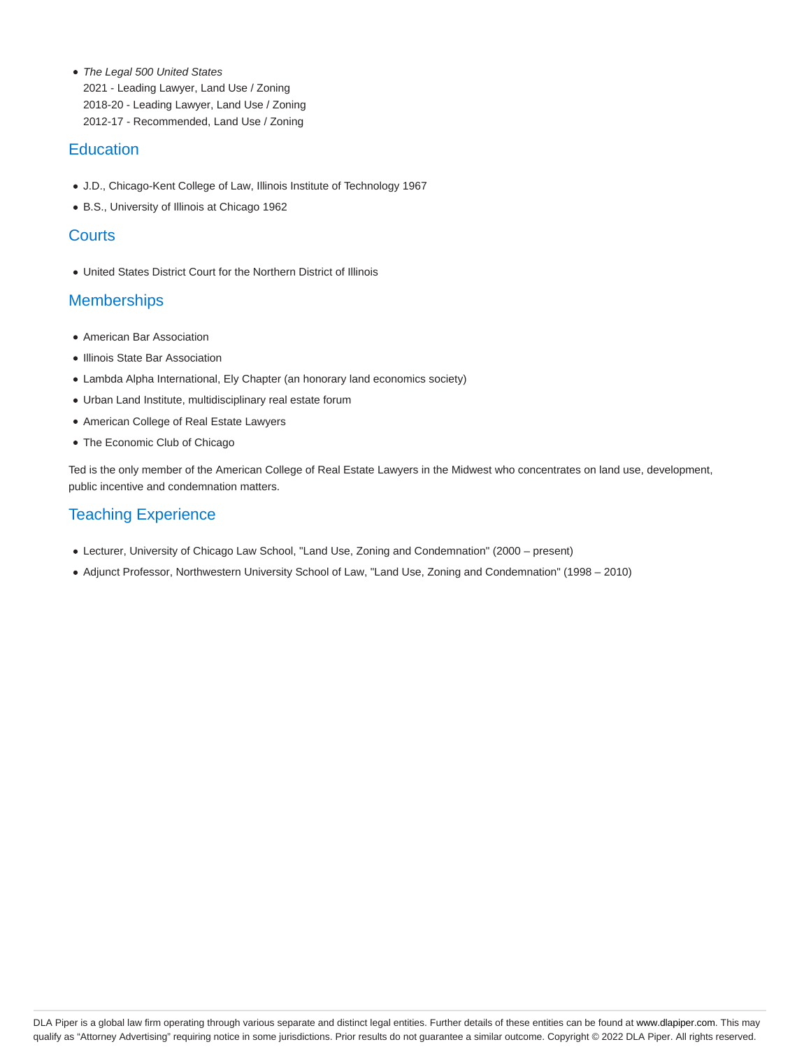- *The Legal 500 United States*
  2021 - Leading Lawyer, Land Use / Zoning
  2018-20 - Leading Lawyer, Land Use / Zoning
  2012-17 - Recommended, Land Use / Zoning

## Education

- J.D., Chicago-Kent College of Law, Illinois Institute of Technology 1967
- B.S., University of Illinois at Chicago 1962

## Courts

- United States District Court for the Northern District of Illinois

## Memberships

- American Bar Association
- Illinois State Bar Association
- Lambda Alpha International, Ely Chapter (an honorary land economics society)
- Urban Land Institute, multidisciplinary real estate forum
- American College of Real Estate Lawyers
- The Economic Club of Chicago

Ted is the only member of the American College of Real Estate Lawyers in the Midwest who concentrates on land use, development, public incentive and condemnation matters.

## Teaching Experience

- Lecturer, University of Chicago Law School, "Land Use, Zoning and Condemnation" (2000 – present)
- Adjunct Professor, Northwestern University School of Law, "Land Use, Zoning and Condemnation" (1998 – 2010)

DLA Piper is a global law firm operating through various separate and distinct legal entities. Further details of these entities can be found at www.dlapiper.com. This may qualify as "Attorney Advertising" requiring notice in some jurisdictions. Prior results do not guarantee a similar outcome. Copyright © 2022 DLA Piper. All rights reserved.